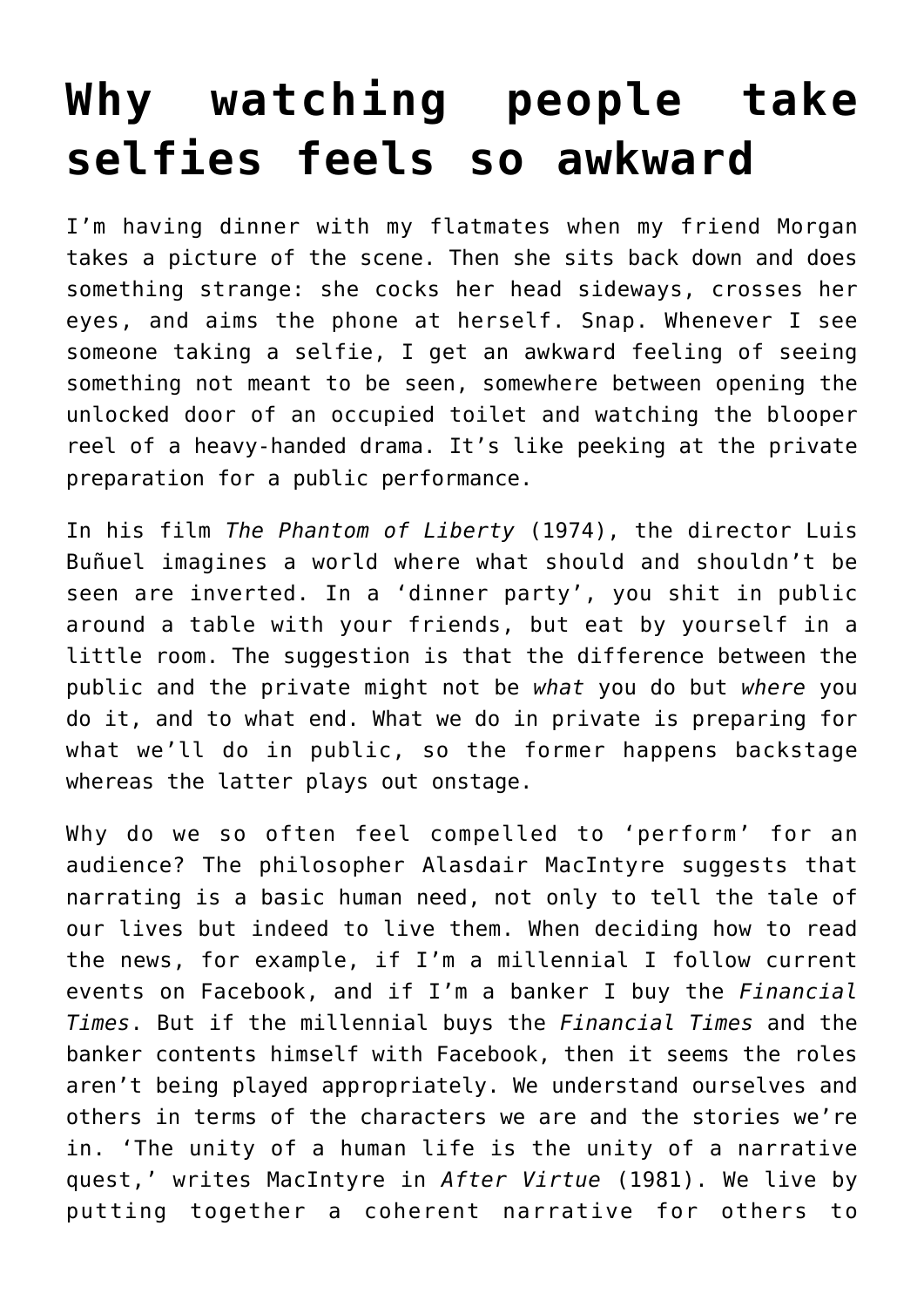# Why watching people take selfies feels so awkward

I'm having dinner with my flatmates when my friend Morgan takes a picture of the scene. Then she sits back down and does something strange: she cocks her head sideways, crosses her eyes, and aims the phone at herself. Snap. Whenever I see someone taking a selfie, I get an awkward feeling of seeing something not meant to be seen, somewhere between opening the unlocked door of an occupied toilet and watching the blooper reel of a heavy-handed drama. It's like peeking at the private preparation for a public performance.

In his film *The Phantom of Liberty* (1974), the director Luis Buñuel imagines a world where what should and shouldn't be seen are inverted. In a 'dinner party', you shit in public around a table with your friends, but eat by yourself in a little room. The suggestion is that the difference between the public and the private might not be *what* you do but *where* you do it, and to what end. What we do in private is preparing for what we'll do in public, so the former happens backstage whereas the latter plays out onstage.

Why do we so often feel compelled to 'perform' for an audience? The philosopher Alasdair MacIntyre suggests that narrating is a basic human need, not only to tell the tale of our lives but indeed to live them. When deciding how to read the news, for example, if I'm a millennial I follow current events on Facebook, and if I'm a banker I buy the *Financial Times*. But if the millennial buys the *Financial Times* and the banker contents himself with Facebook, then it seems the roles aren't being played appropriately. We understand ourselves and others in terms of the characters we are and the stories we're in. 'The unity of a human life is the unity of a narrative quest,' writes MacIntyre in *After Virtue* (1981). We live by putting together a coherent narrative for others to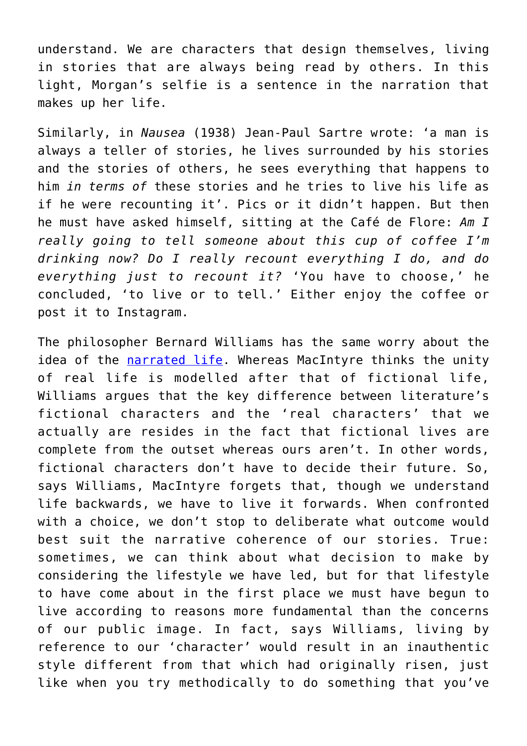understand. We are characters that design themselves, living in stories that are always being read by others. In this light, Morgan's selfie is a sentence in the narration that makes up her life.

Similarly, in *Nausea* (1938) Jean-Paul Sartre wrote: 'a man is always a teller of stories, he lives surrounded by his stories and the stories of others, he sees everything that happens to him *in terms of* these stories and he tries to live his life as if he were recounting it'. Pics or it didn't happen. But then he must have asked himself, sitting at the Café de Flore: *Am I really going to tell someone about this cup of coffee I'm drinking now? Do I really recount everything I do, and do everything just to recount it?* 'You have to choose,' he concluded, 'to live or to tell.' Either enjoy the coffee or post it to Instagram.

The philosopher Bernard Williams has the same worry about the idea of the [narrated life](). Whereas MacIntyre thinks the unity of real life is modelled after that of fictional life, Williams argues that the key difference between literature's fictional characters and the 'real characters' that we actually are resides in the fact that fictional lives are complete from the outset whereas ours aren't. In other words, fictional characters don't have to decide their future. So, says Williams, MacIntyre forgets that, though we understand life backwards, we have to live it forwards. When confronted with a choice, we don't stop to deliberate what outcome would best suit the narrative coherence of our stories. True: sometimes, we can think about what decision to make by considering the lifestyle we have led, but for that lifestyle to have come about in the first place we must have begun to live according to reasons more fundamental than the concerns of our public image. In fact, says Williams, living by reference to our 'character' would result in an inauthentic style different from that which had originally risen, just like when you try methodically to do something that you've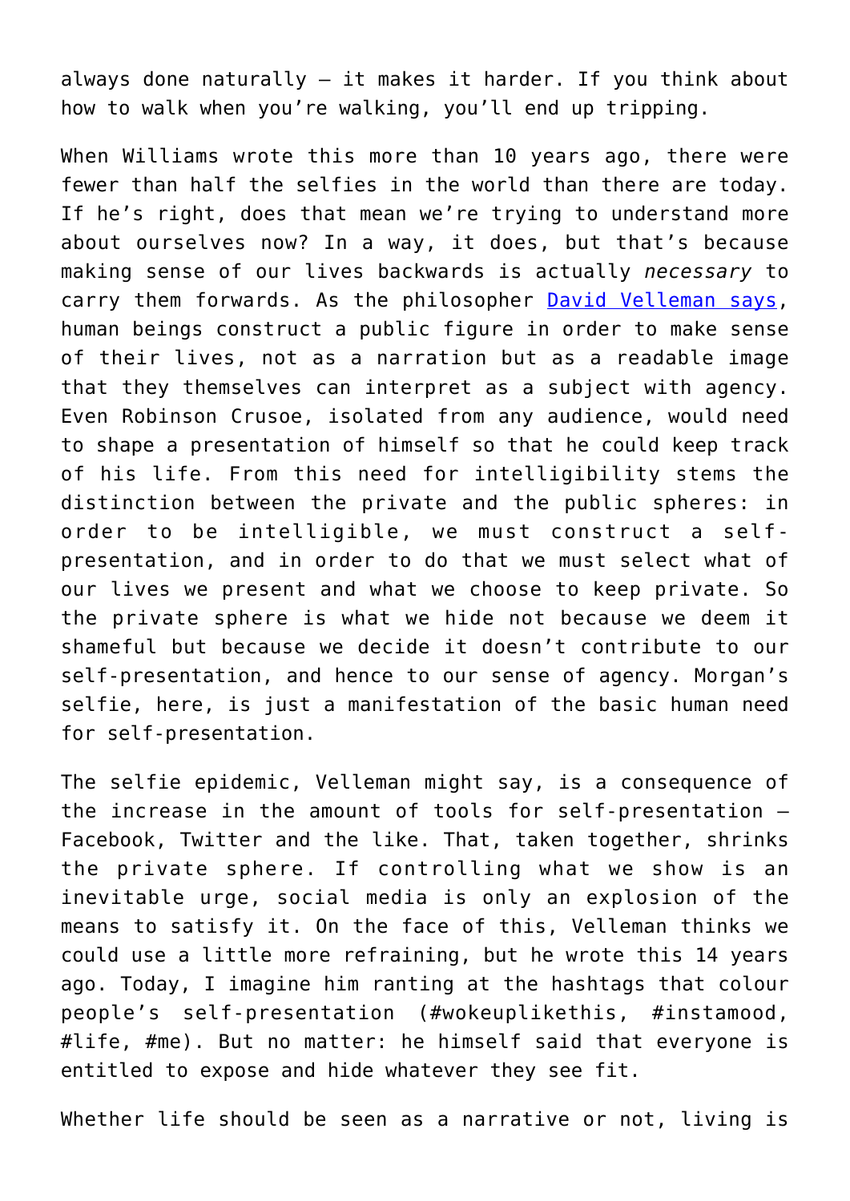always done naturally – it makes it harder. If you think about how to walk when you're walking, you'll end up tripping.

When Williams wrote this more than 10 years ago, there were fewer than half the selfies in the world than there are today. If he's right, does that mean we're trying to understand more about ourselves now? In a way, it does, but that's because making sense of our lives backwards is actually *necessary* to carry them forwards. As the philosopher [David Velleman says](), human beings construct a public figure in order to make sense of their lives, not as a narration but as a readable image that they themselves can interpret as a subject with agency. Even Robinson Crusoe, isolated from any audience, would need to shape a presentation of himself so that he could keep track of his life. From this need for intelligibility stems the distinction between the private and the public spheres: in order to be intelligible, we must construct a self-presentation, and in order to do that we must select what of our lives we present and what we choose to keep private. So the private sphere is what we hide not because we deem it shameful but because we decide it doesn't contribute to our self-presentation, and hence to our sense of agency. Morgan's selfie, here, is just a manifestation of the basic human need for self-presentation.

The selfie epidemic, Velleman might say, is a consequence of the increase in the amount of tools for self-presentation – Facebook, Twitter and the like. That, taken together, shrinks the private sphere. If controlling what we show is an inevitable urge, social media is only an explosion of the means to satisfy it. On the face of this, Velleman thinks we could use a little more refraining, but he wrote this 14 years ago. Today, I imagine him ranting at the hashtags that colour people's self-presentation (#wokeuplikethis, #instamood, #life, #me). But no matter: he himself said that everyone is entitled to expose and hide whatever they see fit.

Whether life should be seen as a narrative or not, living is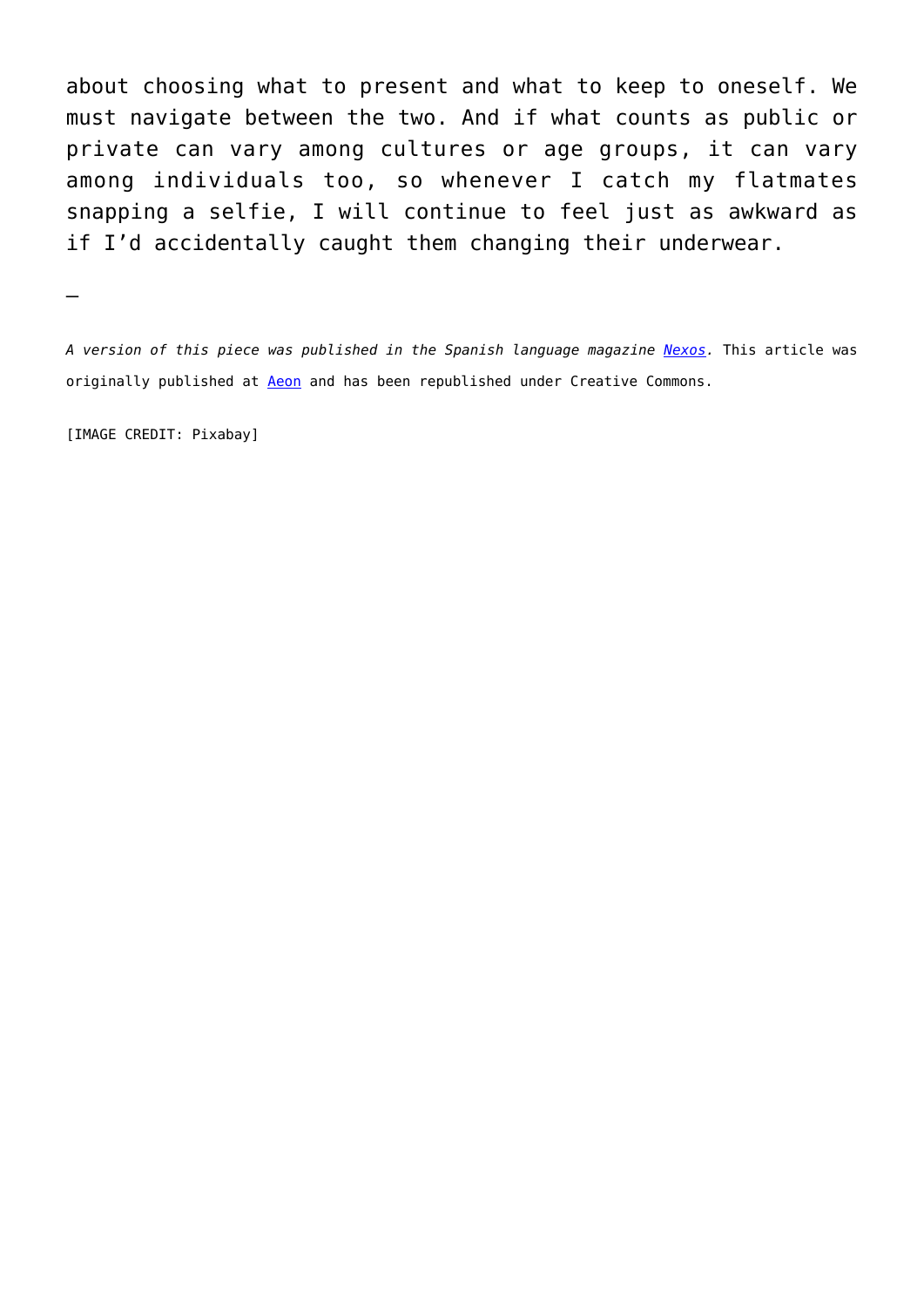about choosing what to present and what to keep to oneself. We must navigate between the two. And if what counts as public or private can vary among cultures or age groups, it can vary among individuals too, so whenever I catch my flatmates snapping a selfie, I will continue to feel just as awkward as if I'd accidentally caught them changing their underwear.

—

*A version of this piece was published in the Spanish language magazine [Nexos](Nexos).* This article was originally published at [Aeon](Aeon) and has been republished under Creative Commons.

[IMAGE CREDIT: Pixabay]